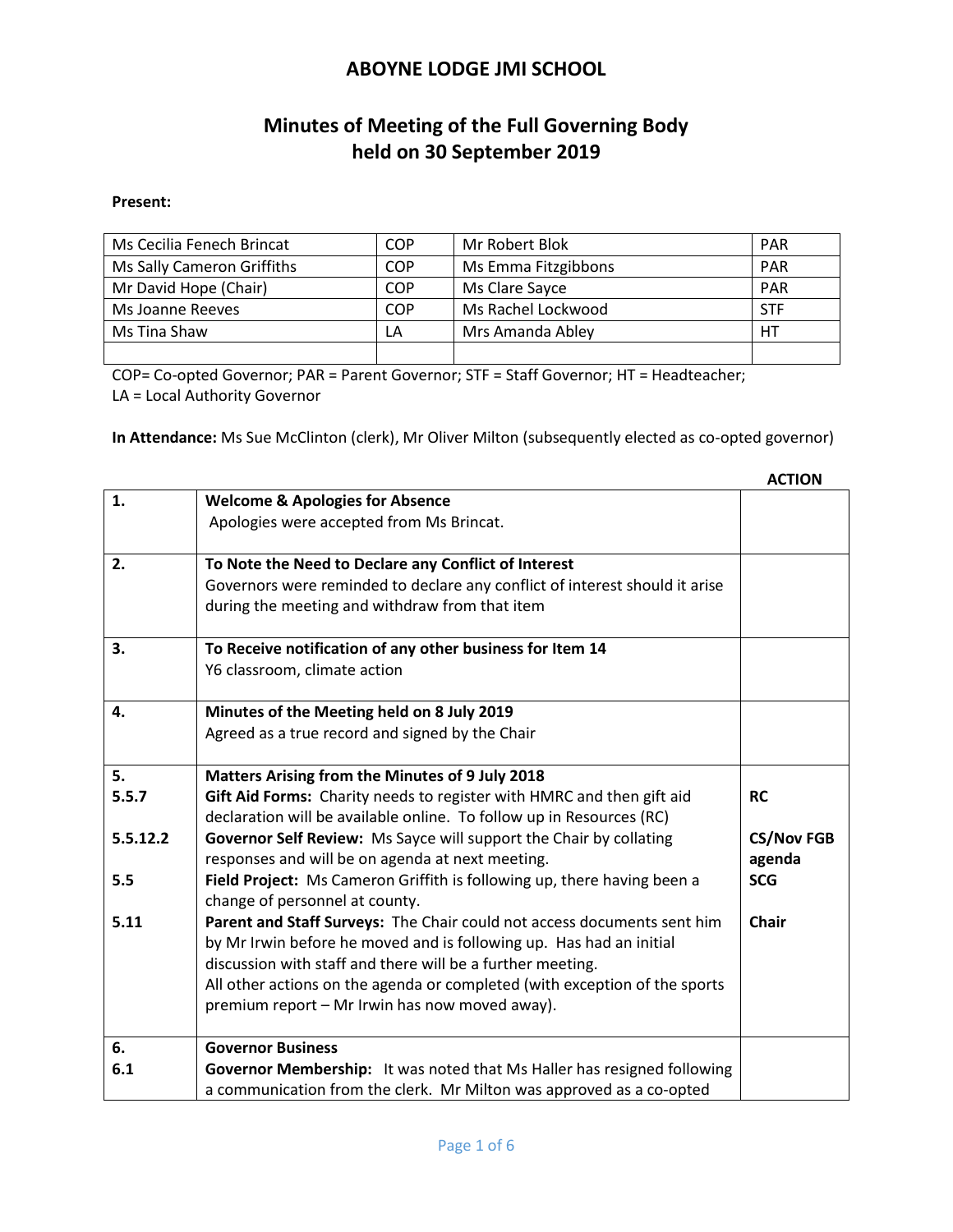# ABOYNE LODGE JMI SCHOOL

## Minutes of Meeting of the Full Governing Body held on 30 September 2019

**Present:**

| | | | |
|---|---|---|---|
| Ms Cecilia Fenech Brincat | COP | Mr Robert Blok | PAR |
| Ms Sally Cameron Griffiths | COP | Ms Emma Fitzgibbons | PAR |
| Mr David Hope (Chair) | COP | Ms Clare Sayce | PAR |
| Ms Joanne Reeves | COP | Ms Rachel Lockwood | STF |
| Ms Tina Shaw | LA | Mrs Amanda Abley | HT |
| | | | |

COP= Co-opted Governor; PAR = Parent Governor; STF = Staff Governor; HT = Headteacher; LA = Local Authority Governor

**In Attendance:** Ms Sue McClinton (clerk), Mr Oliver Milton (subsequently elected as co-opted governor)

| | | **ACTION** |
|---|---|---|
| **1.** | **Welcome & Apologies for Absence**<br>Apologies were accepted from Ms Brincat. | |
| **2.** | **To Note the Need to Declare any Conflict of Interest**<br>Governors were reminded to declare any conflict of interest should it arise during the meeting and withdraw from that item | |
| **3.** | **To Receive notification of any other business for Item 14**<br>Y6 classroom, climate action | |
| **4.** | **Minutes of the Meeting held on 8 July 2019**<br>Agreed as a true record and signed by the Chair | |
| **5.** | **Matters Arising from the Minutes of 9 July 2018** | |
| **5.5.7** | **Gift Aid Forms:** Charity needs to register with HMRC and then gift aid declaration will be available online. To follow up in Resources (RC) | **RC** |
| **5.5.12.2** | **Governor Self Review:** Ms Sayce will support the Chair by collating responses and will be on agenda at next meeting. | **CS/Nov FGB agenda** |
| **5.5** | **Field Project:** Ms Cameron Griffith is following up, there having been a change of personnel at county. | **SCG** |
| **5.11** | **Parent and Staff Surveys:** The Chair could not access documents sent him by Mr Irwin before he moved and is following up. Has had an initial discussion with staff and there will be a further meeting.<br>All other actions on the agenda or completed (with exception of the sports premium report – Mr Irwin has now moved away). | **Chair** |
| **6.** | **Governor Business** | |
| **6.1** | **Governor Membership:** It was noted that Ms Haller has resigned following a communication from the clerk. Mr Milton was approved as a co-opted | |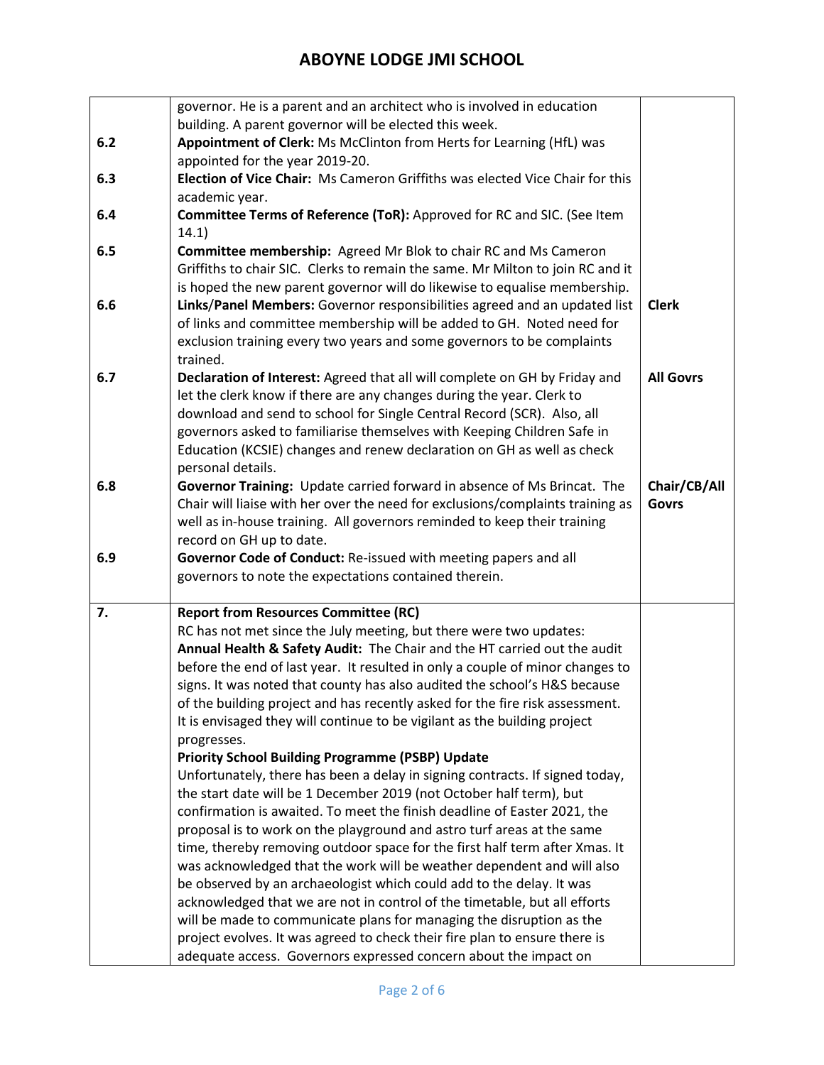| | | |
|---|---|---|
| | governor. He is a parent and an architect who is involved in education building. A parent governor will be elected this week. | |
| 6.2 | **Appointment of Clerk:** Ms McClinton from Herts for Learning (HfL) was appointed for the year 2019-20. | |
| 6.3 | **Election of Vice Chair:** Ms Cameron Griffiths was elected Vice Chair for this academic year. | |
| 6.4 | **Committee Terms of Reference (ToR):** Approved for RC and SIC. (See Item 14.1) | |
| 6.5 | **Committee membership:** Agreed Mr Blok to chair RC and Ms Cameron Griffiths to chair SIC. Clerks to remain the same. Mr Milton to join RC and it is hoped the new parent governor will do likewise to equalise membership. | |
| 6.6 | **Links/Panel Members:** Governor responsibilities agreed and an updated list of links and committee membership will be added to GH. Noted need for exclusion training every two years and some governors to be complaints trained. | **Clerk** |
| 6.7 | **Declaration of Interest:** Agreed that all will complete on GH by Friday and let the clerk know if there are any changes during the year. Clerk to download and send to school for Single Central Record (SCR). Also, all governors asked to familiarise themselves with Keeping Children Safe in Education (KCSIE) changes and renew declaration on GH as well as check personal details. | **All Govrs** |
| 6.8 | **Governor Training:** Update carried forward in absence of Ms Brincat. The Chair will liaise with her over the need for exclusions/complaints training as well as in-house training. All governors reminded to keep their training record on GH up to date. | **Chair/CB/All Govrs** |
| 6.9 | **Governor Code of Conduct:** Re-issued with meeting papers and all governors to note the expectations contained therein. | |
| **7.** | **Report from Resources Committee (RC)**<br>RC has not met since the July meeting, but there were two updates:<br>**Annual Health & Safety Audit:** The Chair and the HT carried out the audit before the end of last year. It resulted in only a couple of minor changes to signs. It was noted that county has also audited the school's H&S because of the building project and has recently asked for the fire risk assessment. It is envisaged they will continue to be vigilant as the building project progresses.<br>**Priority School Building Programme (PSBP) Update**<br>Unfortunately, there has been a delay in signing contracts. If signed today, the start date will be 1 December 2019 (not October half term), but confirmation is awaited. To meet the finish deadline of Easter 2021, the proposal is to work on the playground and astro turf areas at the same time, thereby removing outdoor space for the first half term after Xmas. It was acknowledged that the work will be weather dependent and will also be observed by an archaeologist which could add to the delay. It was acknowledged that we are not in control of the timetable, but all efforts will be made to communicate plans for managing the disruption as the project evolves. It was agreed to check their fire plan to ensure there is adequate access. Governors expressed concern about the impact on | |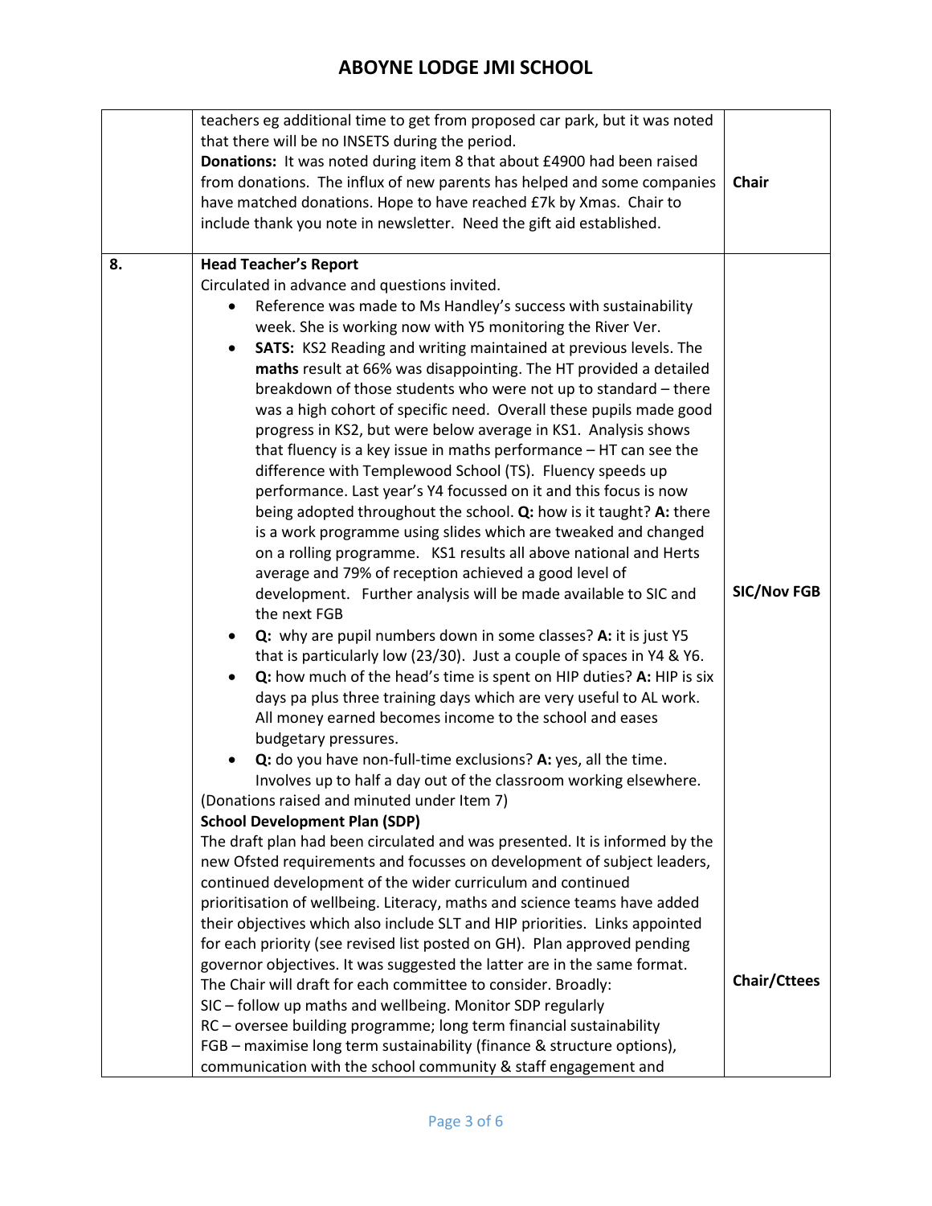| | | |
|---|---|---|
| | teachers eg additional time to get from proposed car park, but it was noted that there will be no INSETS during the period.<br>**Donations:** It was noted during item 8 that about £4900 had been raised from donations. The influx of new parents has helped and some companies have matched donations. Hope to have reached £7k by Xmas. Chair to include thank you note in newsletter. Need the gift aid established. | **Chair** |
| **8.** | **Head Teacher's Report**<br>Circulated in advance and questions invited.<br>• Reference was made to Ms Handley's success with sustainability week. She is working now with Y5 monitoring the River Ver.<br>• **SATS:** KS2 Reading and writing maintained at previous levels. The **maths** result at 66% was disappointing. The HT provided a detailed breakdown of those students who were not up to standard – there was a high cohort of specific need. Overall these pupils made good progress in KS2, but were below average in KS1. Analysis shows that fluency is a key issue in maths performance – HT can see the difference with Templewood School (TS). Fluency speeds up performance. Last year's Y4 focussed on it and this focus is now being adopted throughout the school. **Q:** how is it taught? **A:** there is a work programme using slides which are tweaked and changed on a rolling programme. KS1 results all above national and Herts average and 79% of reception achieved a good level of development. Further analysis will be made available to SIC and the next FGB<br>• **Q:** why are pupil numbers down in some classes? **A:** it is just Y5 that is particularly low (23/30). Just a couple of spaces in Y4 & Y6.<br>• **Q:** how much of the head's time is spent on HIP duties? **A:** HIP is six days pa plus three training days which are very useful to AL work. All money earned becomes income to the school and eases budgetary pressures.<br>• **Q:** do you have non-full-time exclusions? **A:** yes, all the time. Involves up to half a day out of the classroom working elsewhere.<br>(Donations raised and minuted under Item 7)<br>**School Development Plan (SDP)**<br>The draft plan had been circulated and was presented. It is informed by the new Ofsted requirements and focusses on development of subject leaders, continued development of the wider curriculum and continued prioritisation of wellbeing. Literacy, maths and science teams have added their objectives which also include SLT and HIP priorities. Links appointed for each priority (see revised list posted on GH). Plan approved pending governor objectives. It was suggested the latter are in the same format. The Chair will draft for each committee to consider. Broadly:<br>SIC – follow up maths and wellbeing. Monitor SDP regularly<br>RC – oversee building programme; long term financial sustainability<br>FGB – maximise long term sustainability (finance & structure options), communication with the school community & staff engagement and | **SIC/Nov FGB**<br><br>**Chair/Cttees** |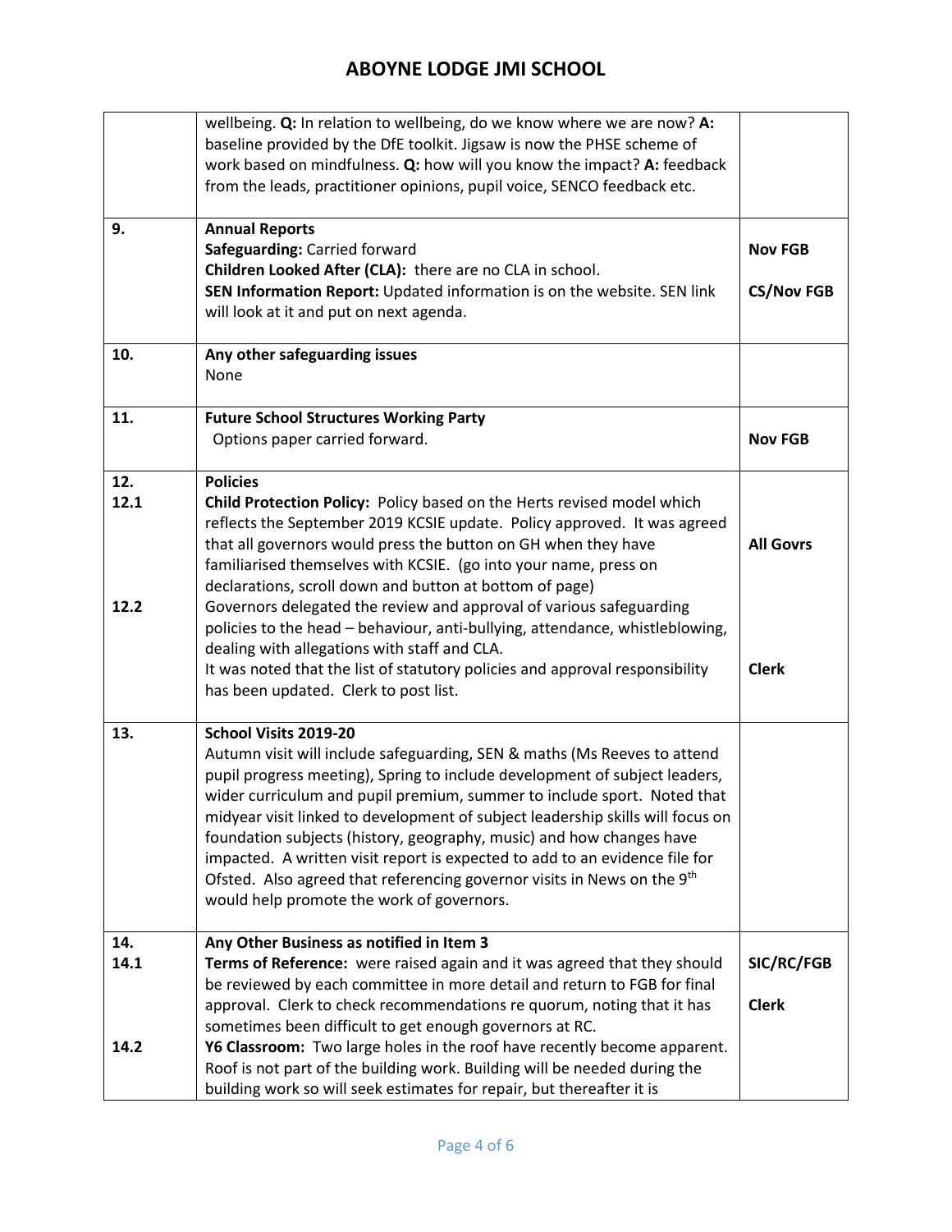| | | |
|---|---|---|
| | wellbeing. **Q:** In relation to wellbeing, do we know where we are now? **A:** baseline provided by the DfE toolkit. Jigsaw is now the PHSE scheme of work based on mindfulness. **Q:** how will you know the impact? **A:** feedback from the leads, practitioner opinions, pupil voice, SENCO feedback etc. | |
| 9. | **Annual Reports**<br>**Safeguarding:** Carried forward<br>**Children Looked After (CLA):** there are no CLA in school.<br>**SEN Information Report:** Updated information is on the website. SEN link will look at it and put on next agenda. | **Nov FGB**<br><br>**CS/Nov FGB** |
| 10. | **Any other safeguarding issues**<br>None | |
| 11. | **Future School Structures Working Party**<br>Options paper carried forward. | **Nov FGB** |
| 12.<br>12.1<br><br><br><br><br>12.2 | **Policies**<br>**Child Protection Policy:** Policy based on the Herts revised model which reflects the September 2019 KCSIE update. Policy approved. It was agreed that all governors would press the button on GH when they have familiarised themselves with KCSIE. (go into your name, press on declarations, scroll down and button at bottom of page)<br>Governors delegated the review and approval of various safeguarding policies to the head – behaviour, anti-bullying, attendance, whistleblowing, dealing with allegations with staff and CLA.<br>It was noted that the list of statutory policies and approval responsibility has been updated. Clerk to post list. | <br><br><br>**All Govrs**<br><br><br><br><br><br>**Clerk** |
| 13. | **School Visits 2019-20**<br>Autumn visit will include safeguarding, SEN & maths (Ms Reeves to attend pupil progress meeting), Spring to include development of subject leaders, wider curriculum and pupil premium, summer to include sport. Noted that midyear visit linked to development of subject leadership skills will focus on foundation subjects (history, geography, music) and how changes have impacted. A written visit report is expected to add to an evidence file for Ofsted. Also agreed that referencing governor visits in News on the 9th would help promote the work of governors. | |
| 14.<br>14.1<br><br><br><br>14.2 | **Any Other Business as notified in Item 3**<br>**Terms of Reference:** were raised again and it was agreed that they should be reviewed by each committee in more detail and return to FGB for final approval. Clerk to check recommendations re quorum, noting that it has sometimes been difficult to get enough governors at RC.<br>**Y6 Classroom:** Two large holes in the roof have recently become apparent. Roof is not part of the building work. Building will be needed during the building work so will seek estimates for repair, but thereafter it is | <br>**SIC/RC/FGB**<br><br>**Clerk** |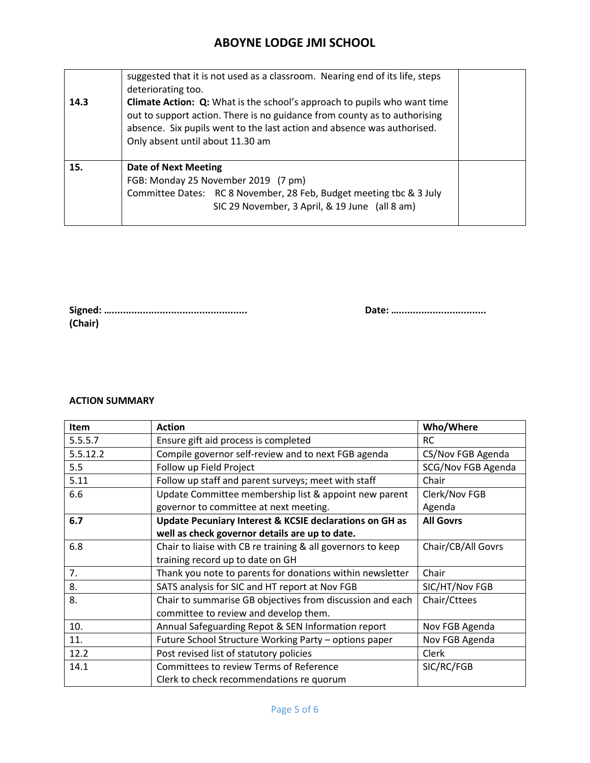| | | |
|---|---|---|
| 14.3 | suggested that it is not used as a classroom. Nearing end of its life, steps deteriorating too.<br>**Climate Action: Q:** What is the school's approach to pupils who want time out to support action. There is no guidance from county as to authorising absence. Six pupils went to the last action and absence was authorised. Only absent until about 11.30 am | |
| **15.** | **Date of Next Meeting**<br>FGB: Monday 25 November 2019 (7 pm)<br>Committee Dates: RC 8 November, 28 Feb, Budget meeting tbc & 3 July<br>SIC 29 November, 3 April, & 19 June (all 8 am) | |

**Signed: ……………………………………………..** **Date: ……………………………..**
**(Chair)**

**ACTION SUMMARY**

| Item | Action | Who/Where |
|---|---|---|
| 5.5.5.7 | Ensure gift aid process is completed | RC |
| 5.5.12.2 | Compile governor self-review and to next FGB agenda | CS/Nov FGB Agenda |
| 5.5 | Follow up Field Project | SCG/Nov FGB Agenda |
| 5.11 | Follow up staff and parent surveys; meet with staff | Chair |
| 6.6 | Update Committee membership list & appoint new parent governor to committee at next meeting. | Clerk/Nov FGB Agenda |
| **6.7** | **Update Pecuniary Interest & KCSIE declarations on GH as well as check governor details are up to date.** | **All Govrs** |
| 6.8 | Chair to liaise with CB re training & all governors to keep training record up to date on GH | Chair/CB/All Govrs |
| 7. | Thank you note to parents for donations within newsletter | Chair |
| 8. | SATS analysis for SIC and HT report at Nov FGB | SIC/HT/Nov FGB |
| 8. | Chair to summarise GB objectives from discussion and each committee to review and develop them. | Chair/Cttees |
| 10. | Annual Safeguarding Repot & SEN Information report | Nov FGB Agenda |
| 11. | Future School Structure Working Party – options paper | Nov FGB Agenda |
| 12.2 | Post revised list of statutory policies | Clerk |
| 14.1 | Committees to review Terms of Reference<br>Clerk to check recommendations re quorum | SIC/RC/FGB |